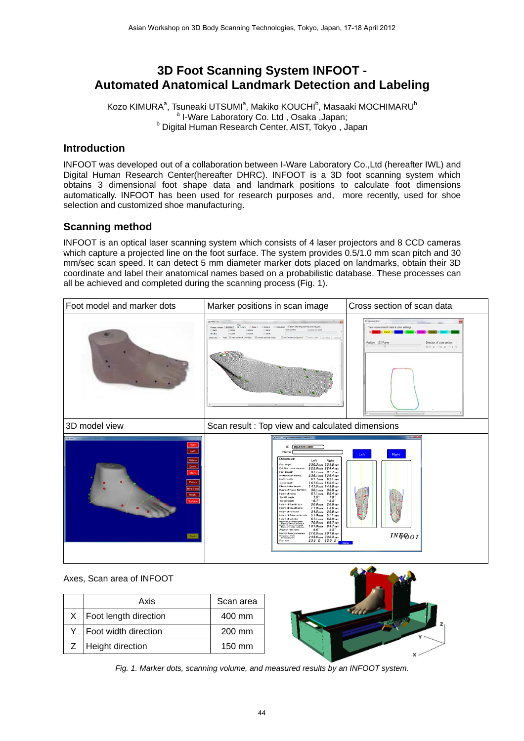# 3D Foot Scanning System INFOOT - Automated Anatomical Landmark Detection and Labeling

Kozo KIMURA[a], Tsuneaki UTSUMI[a], Makiko KOUCHI[b], Masaaki MOCHIMARU[b]
[a] I-Ware Laboratory Co. Ltd , Osaka ,Japan;
[b] Digital Human Research Center, AIST, Tokyo , Japan

## Introduction

INFOOT was developed out of a collaboration between I-Ware Laboratory Co.,Ltd (hereafter IWL) and Digital Human Research Center(hereafter DHRC). INFOOT is a 3D foot scanning system which obtains 3 dimensional foot shape data and landmark positions to calculate foot dimensions automatically. INFOOT has been used for research purposes and, more recently, used for shoe selection and customized shoe manufacturing.

## Scanning method

INFOOT is an optical laser scanning system which consists of 4 laser projectors and 8 CCD cameras which capture a projected line on the foot surface. The system provides 0.5/1.0 mm scan pitch and 30 mm/sec scan speed. It can detect 5 mm diameter marker dots placed on landmarks, obtain their 3D coordinate and label their anatomical names based on a probabilistic database. These processes can all be achieved and completed during the scanning process (Fig. 1).

| Foot model and marker dots | Marker positions in scan image | Cross section of scan data |
|---|---|---|
| 3D model view | Scan result : Top view and calculated dimensions | |

Axes, Scan area of INFOOT

| | Axis | Scan area |
|---|---|---|
| X | Foot length direction | 400 mm |
| Y | Foot width direction | 200 mm |
| Z | Height direction | 150 mm |

*Fig. 1. Marker dots, scanning volume, and measured results by an INFOOT system.*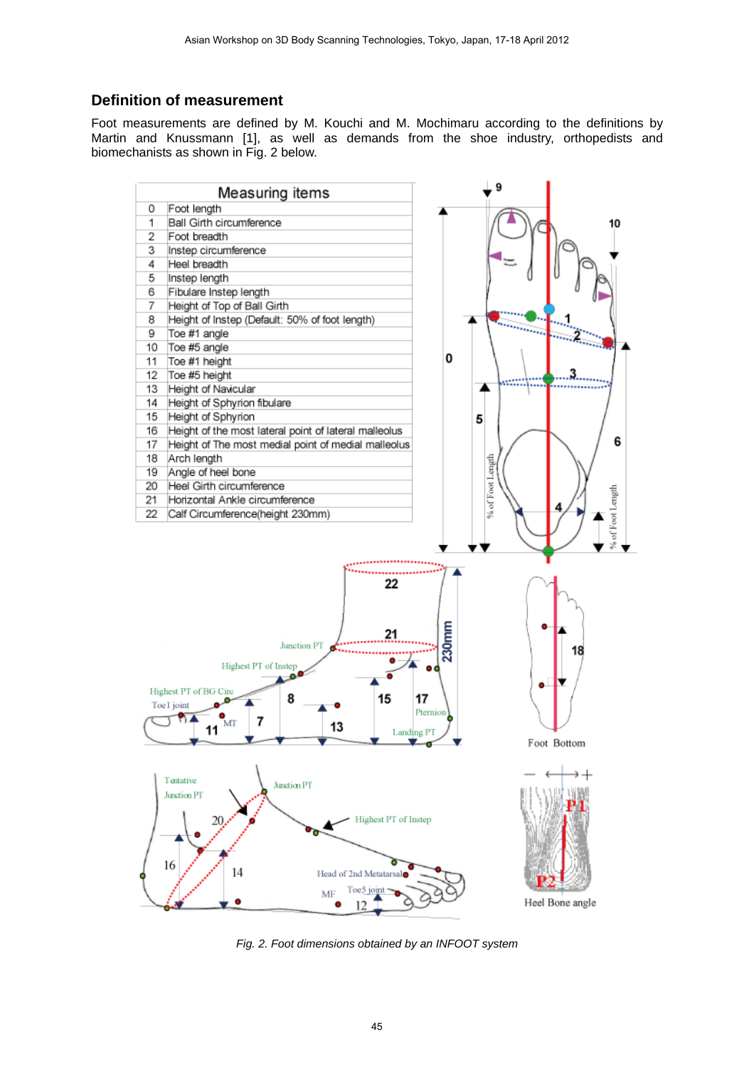## Definition of measurement

Foot measurements are defined by M. Kouchi and M. Mochimaru according to the definitions by Martin and Knussmann [1], as well as demands from the shoe industry, orthopedists and biomechanists as shown in Fig. 2 below.

| | Measuring items |
|---|---|
| 0 | Foot length |
| 1 | Ball Girth circumference |
| 2 | Foot breadth |
| 3 | Instep circumference |
| 4 | Heel breadth |
| 5 | Instep length |
| 6 | Fibulare Instep length |
| 7 | Height of Top of Ball Girth |
| 8 | Height of Instep (Default: 50% of foot length) |
| 9 | Toe #1 angle |
| 10 | Toe #5 angle |
| 11 | Toe #1 height |
| 12 | Toe #5 height |
| 13 | Height of Navicular |
| 14 | Height of Sphyrion fibulare |
| 15 | Height of Sphyrion |
| 16 | Height of the most lateral point of lateral malleolus |
| 17 | Height of The most medial point of medial malleolus |
| 18 | Arch length |
| 19 | Angle of heel bone |
| 20 | Heel Girth circumference |
| 21 | Horizontal Ankle circumference |
| 22 | Calf Circumference(height 230mm) |

*Fig. 2. Foot dimensions obtained by an INFOOT system*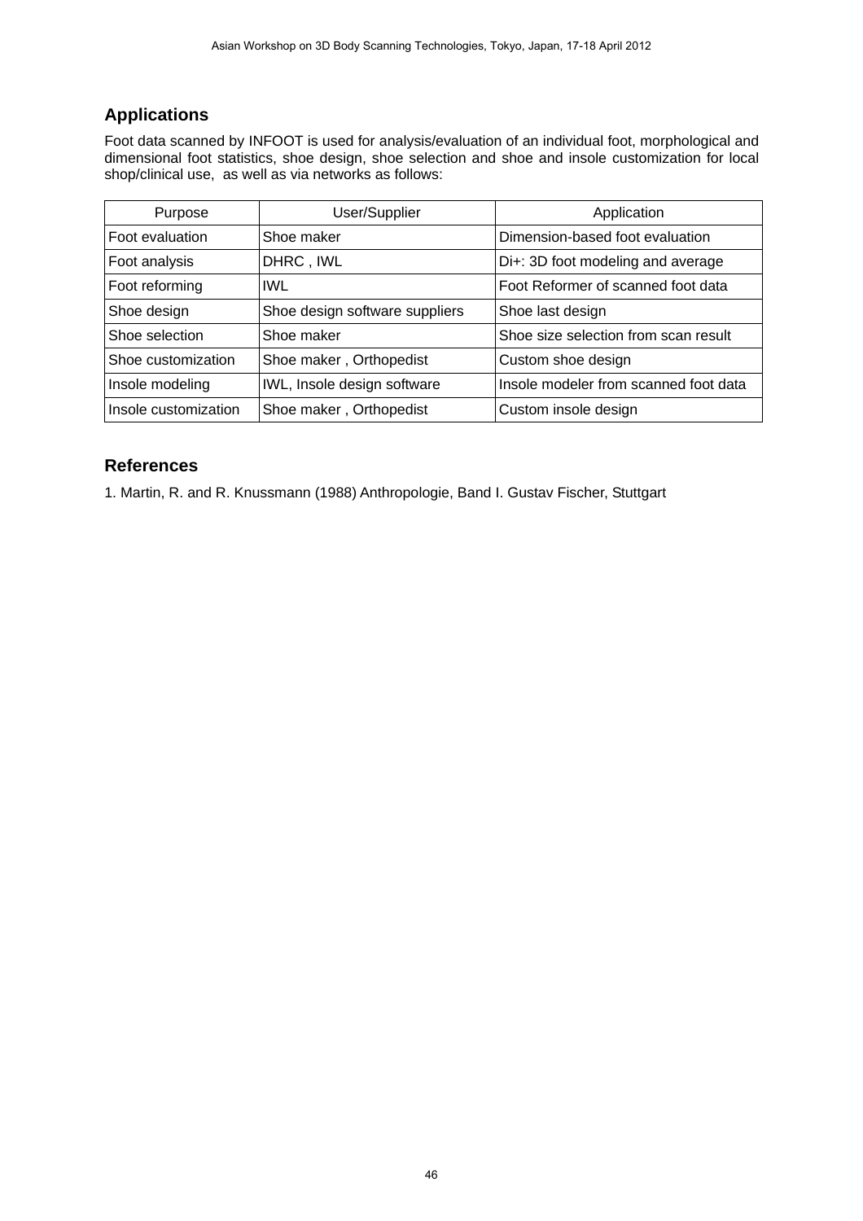## Applications

Foot data scanned by INFOOT is used for analysis/evaluation of an individual foot, morphological and dimensional foot statistics, shoe design, shoe selection and shoe and insole customization for local shop/clinical use, as well as via networks as follows:

| Purpose | User/Supplier | Application |
|---|---|---|
| Foot evaluation | Shoe maker | Dimension-based foot evaluation |
| Foot analysis | DHRC , IWL | Di+: 3D foot modeling and average |
| Foot reforming | IWL | Foot Reformer of scanned foot data |
| Shoe design | Shoe design software suppliers | Shoe last design |
| Shoe selection | Shoe maker | Shoe size selection from scan result |
| Shoe customization | Shoe maker , Orthopedist | Custom shoe design |
| Insole modeling | IWL, Insole design software | Insole modeler from scanned foot data |
| Insole customization | Shoe maker , Orthopedist | Custom insole design |

## References

1. Martin, R. and R. Knussmann (1988) Anthropologie, Band I. Gustav Fischer, Stuttgart